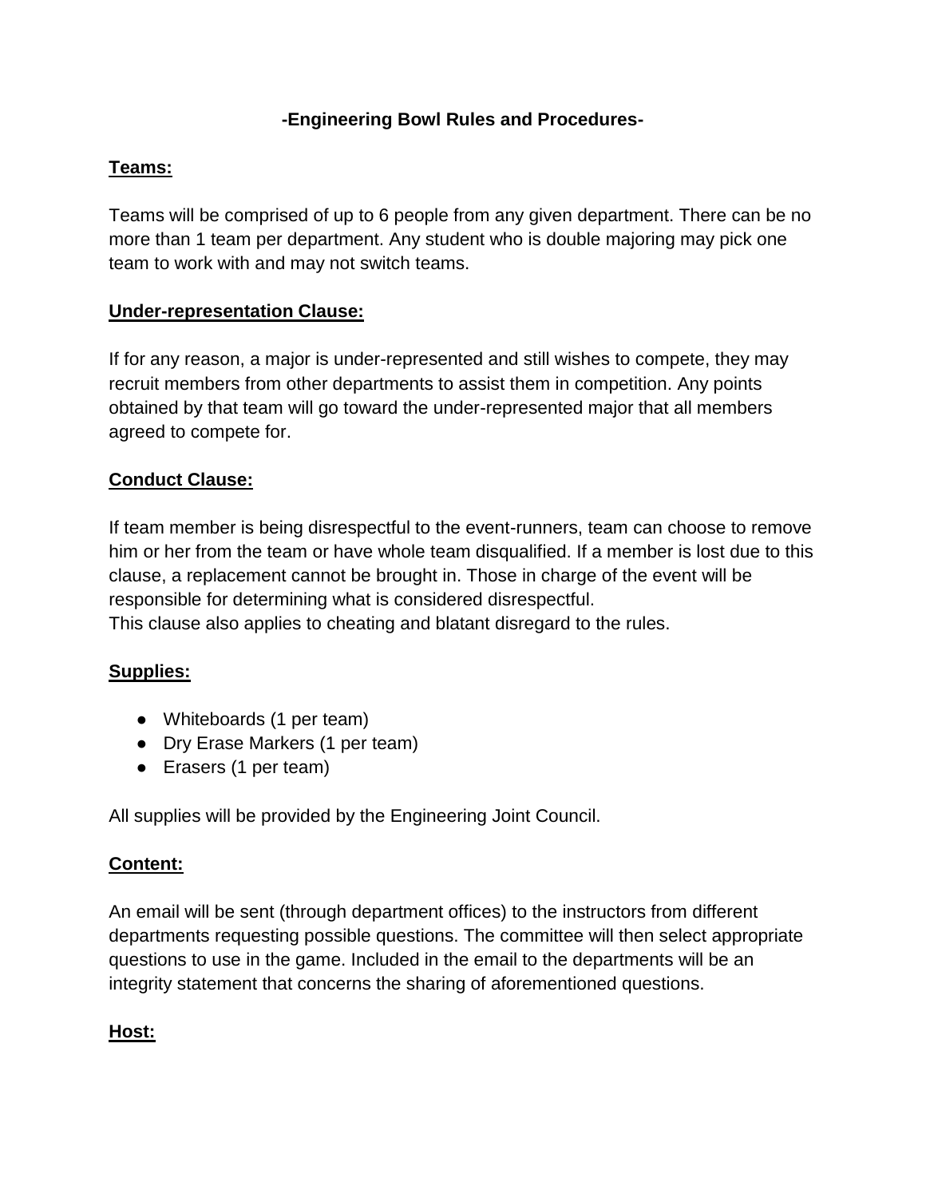# -Engineering Bowl Rules and Procedures-

## Teams:

Teams will be comprised of up to 6 people from any given department. There can be no more than 1 team per department. Any student who is double majoring may pick one team to work with and may not switch teams.

## Under-representation Clause:

If for any reason, a major is under-represented and still wishes to compete, they may recruit members from other departments to assist them in competition. Any points obtained by that team will go toward the under-represented major that all members agreed to compete for.

## Conduct Clause:

If team member is being disrespectful to the event-runners, team can choose to remove him or her from the team or have whole team disqualified. If a member is lost due to this clause, a replacement cannot be brought in. Those in charge of the event will be responsible for determining what is considered disrespectful.
This clause also applies to cheating and blatant disregard to the rules.

## Supplies:

- Whiteboards (1 per team)
- Dry Erase Markers (1 per team)
- Erasers (1 per team)

All supplies will be provided by the Engineering Joint Council.

## Content:

An email will be sent (through department offices) to the instructors from different departments requesting possible questions. The committee will then select appropriate questions to use in the game. Included in the email to the departments will be an integrity statement that concerns the sharing of aforementioned questions.

## Host: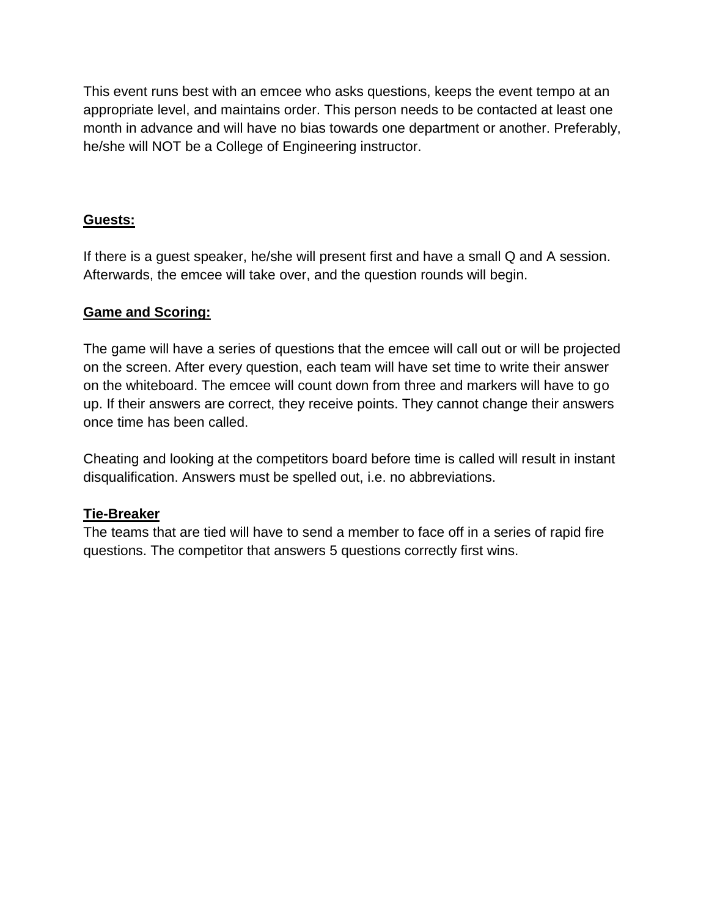This event runs best with an emcee who asks questions, keeps the event tempo at an appropriate level, and maintains order. This person needs to be contacted at least one month in advance and will have no bias towards one department or another. Preferably, he/she will NOT be a College of Engineering instructor.

## Guests:

If there is a guest speaker, he/she will present first and have a small Q and A session. Afterwards, the emcee will take over, and the question rounds will begin.

## Game and Scoring:

The game will have a series of questions that the emcee will call out or will be projected on the screen. After every question, each team will have set time to write their answer on the whiteboard. The emcee will count down from three and markers will have to go up. If their answers are correct, they receive points. They cannot change their answers once time has been called.

Cheating and looking at the competitors board before time is called will result in instant disqualification. Answers must be spelled out, i.e. no abbreviations.

## Tie-Breaker

The teams that are tied will have to send a member to face off in a series of rapid fire questions. The competitor that answers 5 questions correctly first wins.